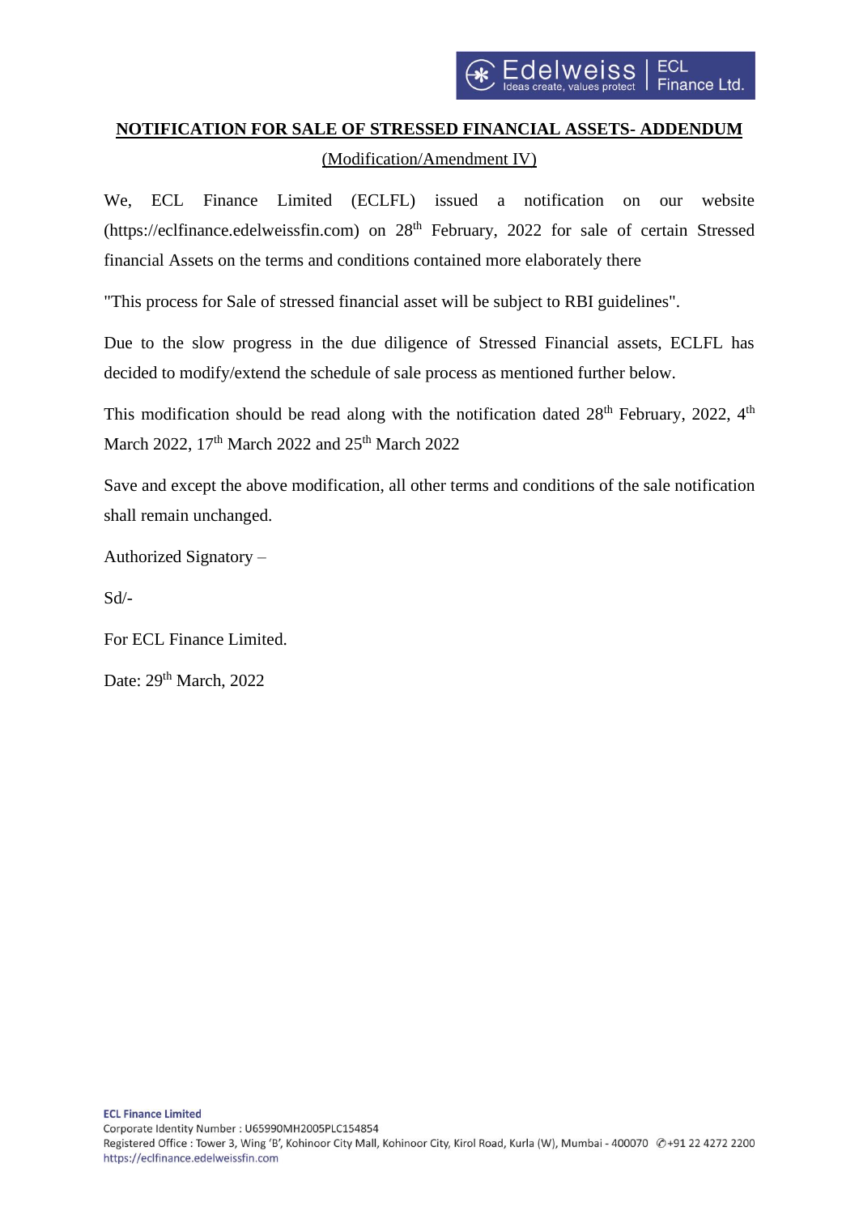**NOTIFICATION FOR SALE OF STRESSED FINANCIAL ASSETS- ADDENDUM**

(Modification/Amendment IV)

We, ECL Finance Limited (ECLFL) issued a notification on our website (https://eclfinance.edelweissfin.com) on 28th February, 2022 for sale of certain Stressed financial Assets on the terms and conditions contained more elaborately there

"This process for Sale of stressed financial asset will be subject to RBI guidelines".

Due to the slow progress in the due diligence of Stressed Financial assets, ECLFL has decided to modify/extend the schedule of sale process as mentioned further below.

This modification should be read along with the notification dated 28th February, 2022, 4th March 2022, 17th March 2022 and 25th March 2022

Save and except the above modification, all other terms and conditions of the sale notification shall remain unchanged.

Authorized Signatory –

Sd/-

For ECL Finance Limited.

Date: 29th March, 2022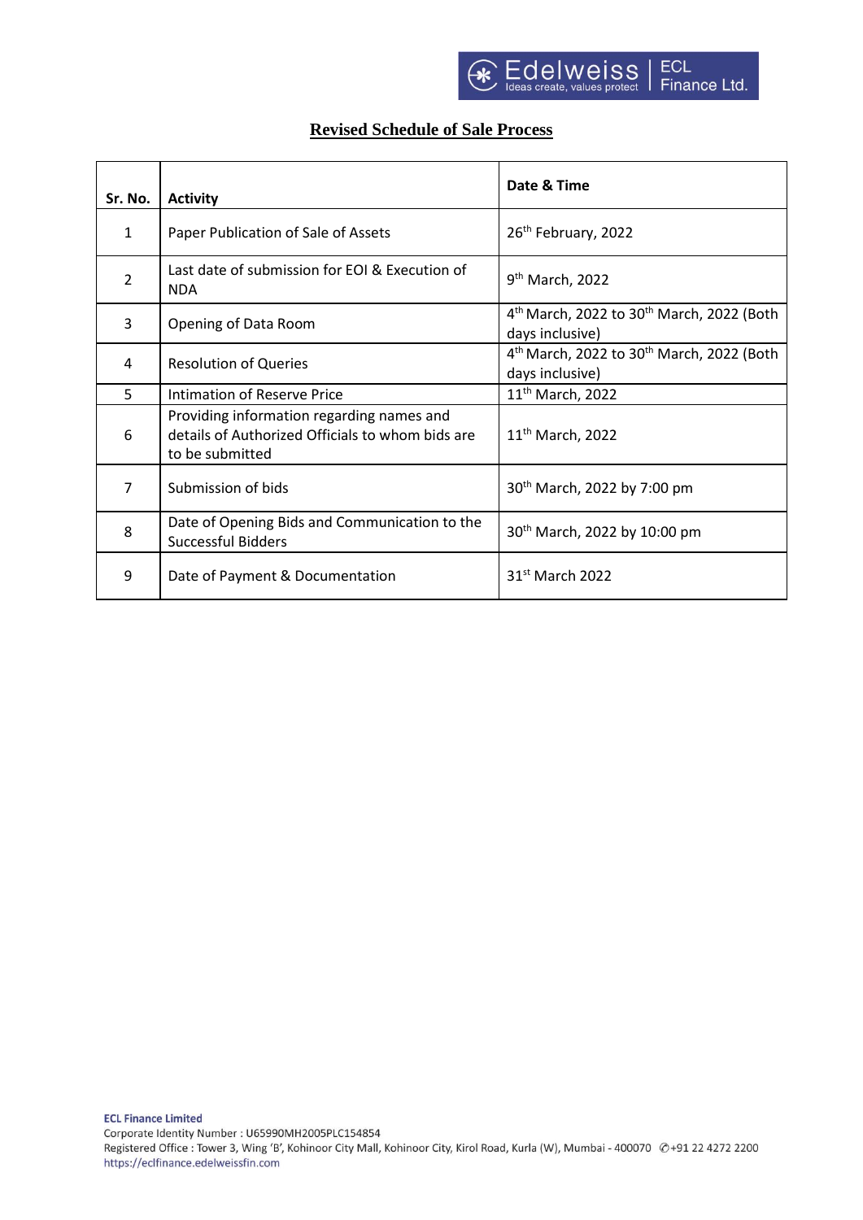# Revised Schedule of Sale Process

| Sr. No. | Activity | Date & Time |
|---|---|---|
| 1 | Paper Publication of Sale of Assets | 26th February, 2022 |
| 2 | Last date of submission for EOI & Execution of NDA | 9th March, 2022 |
| 3 | Opening of Data Room | 4th March, 2022 to 30th March, 2022 (Both days inclusive) |
| 4 | Resolution of Queries | 4th March, 2022 to 30th March, 2022 (Both days inclusive) |
| 5 | Intimation of Reserve Price | 11th March, 2022 |
| 6 | Providing information regarding names and details of Authorized Officials to whom bids are to be submitted | 11th March, 2022 |
| 7 | Submission of bids | 30th March, 2022 by 7:00 pm |
| 8 | Date of Opening Bids and Communication to the Successful Bidders | 30th March, 2022 by 10:00 pm |
| 9 | Date of Payment & Documentation | 31st March 2022 |